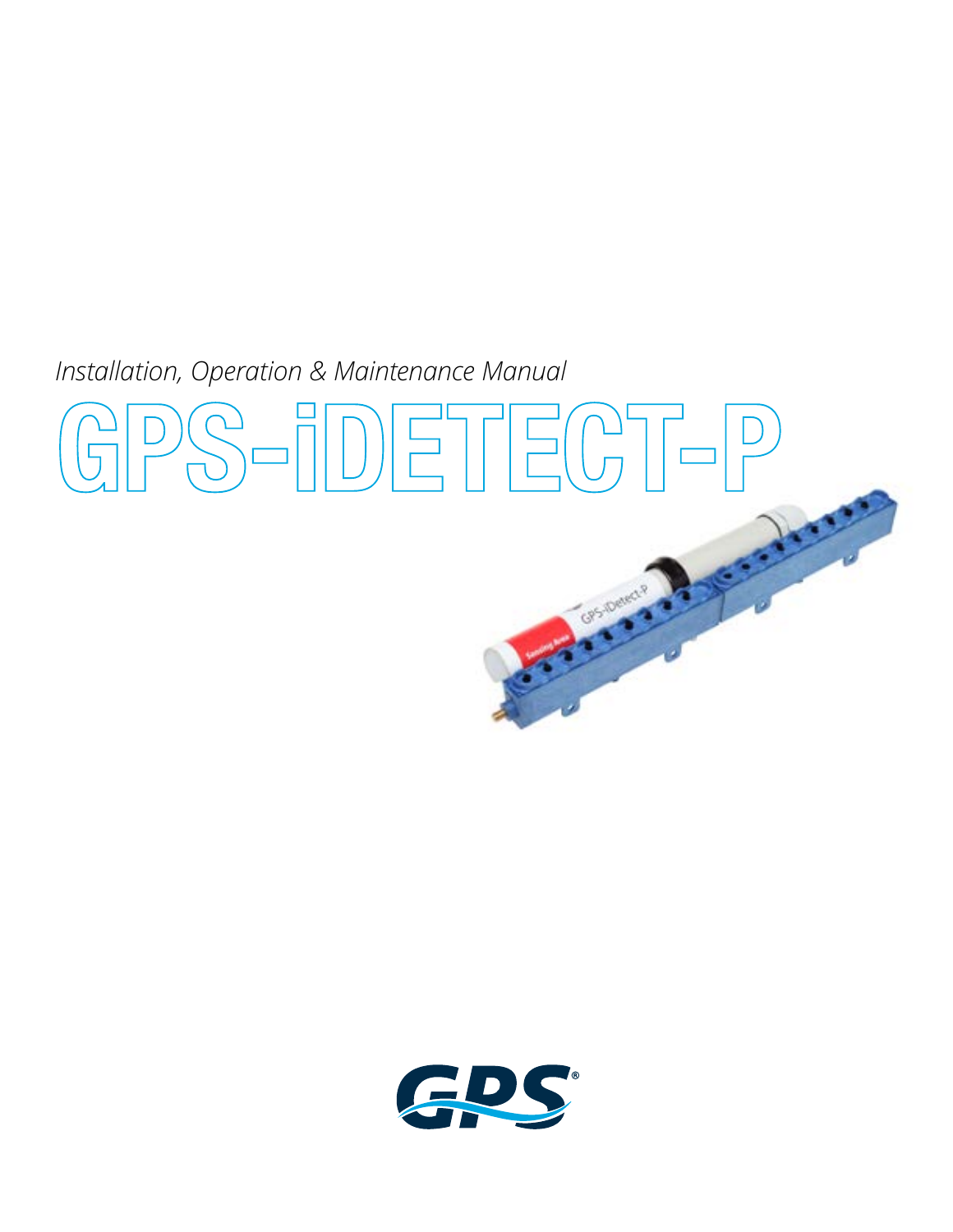*Installation, Operation & Maintenance Manual*

# GPS-iDETECT-P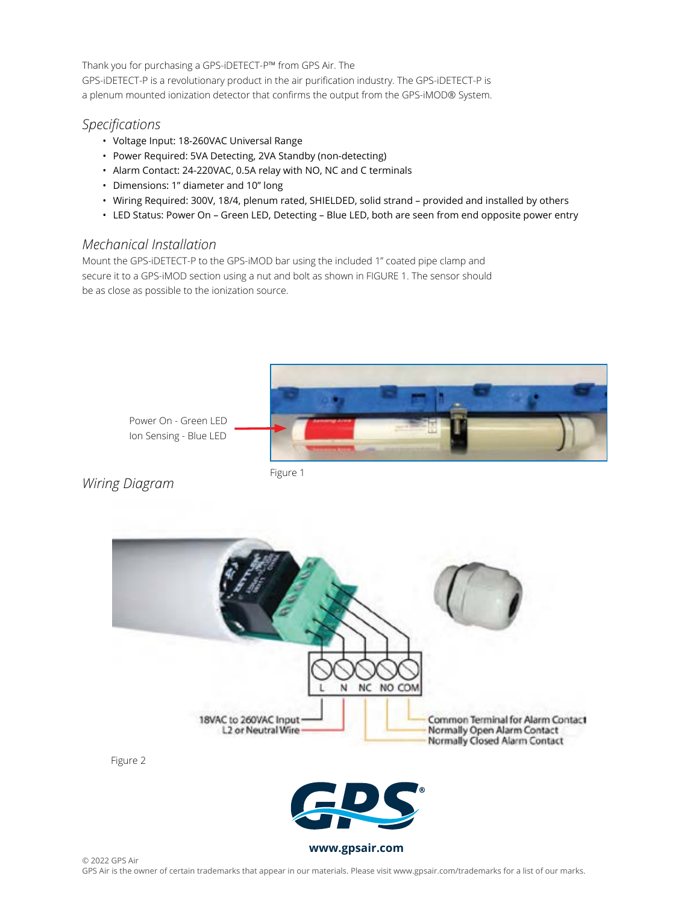Thank you for purchasing a GPS-iDETECT-P™ from GPS Air. The GPS-iDETECT-P is a revolutionary product in the air purification industry. The GPS-iDETECT-P is a plenum mounted ionization detector that confirms the output from the GPS-iMOD® System.

## *Specifications*

- Voltage Input: 18-260VAC Universal Range
- Power Required: 5VA Detecting, 2VA Standby (non-detecting)
- Alarm Contact: 24-220VAC, 0.5A relay with NO, NC and C terminals
- Dimensions: 1" diameter and 10" long
- Wiring Required: 300V, 18/4, plenum rated, SHIELDED, solid strand – provided and installed by others
- LED Status: Power On – Green LED, Detecting – Blue LED, both are seen from end opposite power entry

## *Mechanical Installation*

Mount the GPS-iDETECT-P to the GPS-iMOD bar using the included 1" coated pipe clamp and secure it to a GPS-iMOD section using a nut and bolt as shown in FIGURE 1. The sensor should be as close as possible to the ionization source.

Power On - Green LED
Ion Sensing - Blue LED

Figure 1

## *Wiring Diagram*

L N NC NO COM

18VAC to 260VAC Input
L2 or Neutral Wire

Common Terminal for Alarm Contact
Normally Open Alarm Contact
Normally Closed Alarm Contact

Figure 2

www.gpsair.com

© 2022 GPS Air
GPS Air is the owner of certain trademarks that appear in our materials. Please visit www.gpsair.com/trademarks for a list of our marks.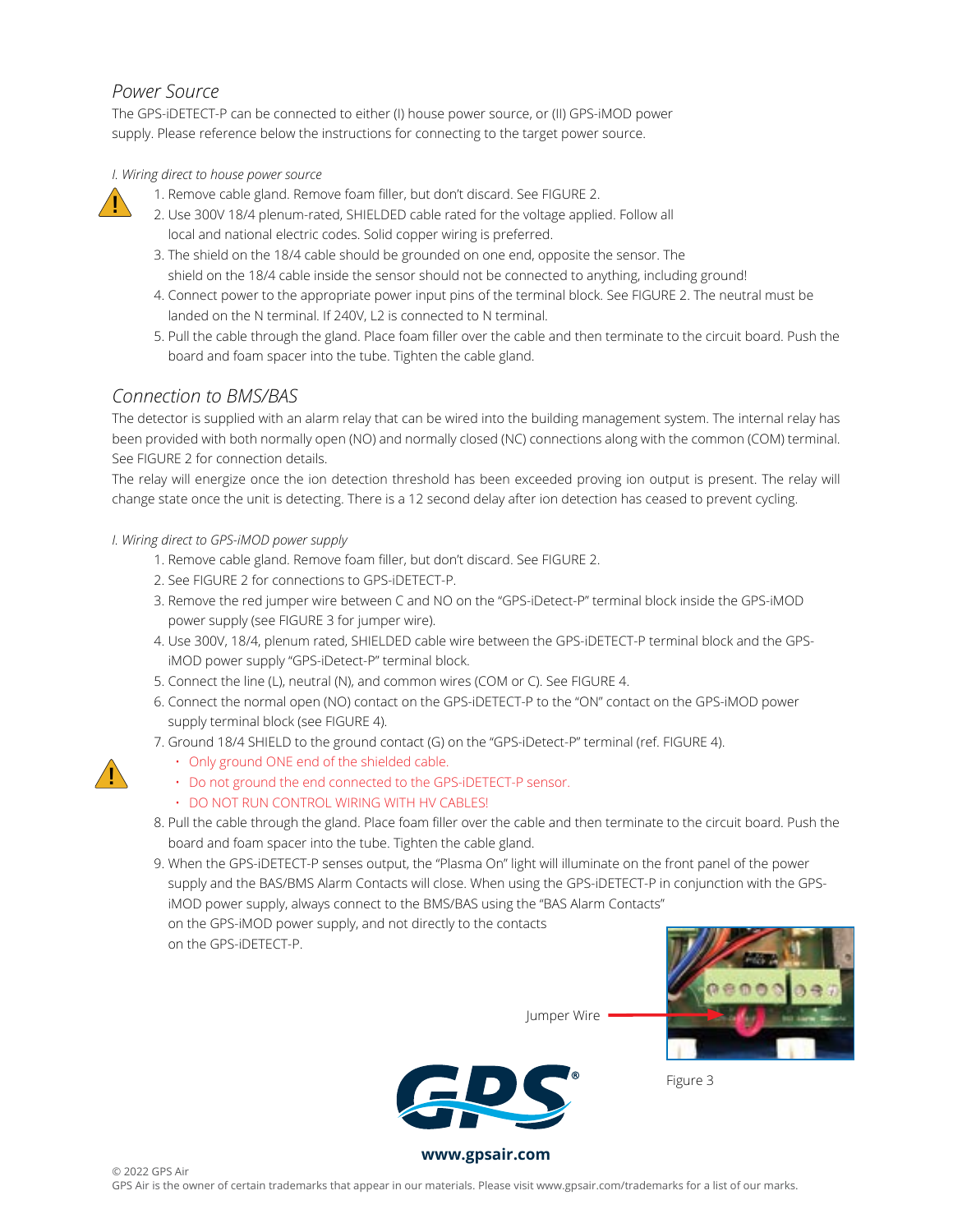## Power Source

The GPS-iDETECT-P can be connected to either (I) house power source, or (II) GPS-iMOD power supply. Please reference below the instructions for connecting to the target power source.

*I. Wiring direct to house power source*

1. Remove cable gland. Remove foam filler, but don't discard. See FIGURE 2.
2. Use 300V 18/4 plenum-rated, SHIELDED cable rated for the voltage applied. Follow all local and national electric codes. Solid copper wiring is preferred.
3. The shield on the 18/4 cable should be grounded on one end, opposite the sensor. The shield on the 18/4 cable inside the sensor should not be connected to anything, including ground!
4. Connect power to the appropriate power input pins of the terminal block. See FIGURE 2. The neutral must be landed on the N terminal. If 240V, L2 is connected to N terminal.
5. Pull the cable through the gland. Place foam filler over the cable and then terminate to the circuit board. Push the board and foam spacer into the tube. Tighten the cable gland.

## Connection to BMS/BAS

The detector is supplied with an alarm relay that can be wired into the building management system. The internal relay has been provided with both normally open (NO) and normally closed (NC) connections along with the common (COM) terminal. See FIGURE 2 for connection details.

The relay will energize once the ion detection threshold has been exceeded proving ion output is present. The relay will change state once the unit is detecting. There is a 12 second delay after ion detection has ceased to prevent cycling.

*I. Wiring direct to GPS-iMOD power supply*

1. Remove cable gland. Remove foam filler, but don't discard. See FIGURE 2.
2. See FIGURE 2 for connections to GPS-iDETECT-P.
3. Remove the red jumper wire between C and NO on the "GPS-iDetect-P" terminal block inside the GPS-iMOD power supply (see FIGURE 3 for jumper wire).
4. Use 300V, 18/4, plenum rated, SHIELDED cable wire between the GPS-iDETECT-P terminal block and the GPS-iMOD power supply "GPS-iDetect-P" terminal block.
5. Connect the line (L), neutral (N), and common wires (COM or C). See FIGURE 4.
6. Connect the normal open (NO) contact on the GPS-iDETECT-P to the "ON" contact on the GPS-iMOD power supply terminal block (see FIGURE 4).
7. Ground 18/4 SHIELD to the ground contact (G) on the "GPS-iDetect-P" terminal (ref. FIGURE 4).
   - Only ground ONE end of the shielded cable.
   - Do not ground the end connected to the GPS-iDETECT-P sensor.
   - DO NOT RUN CONTROL WIRING WITH HV CABLES!
8. Pull the cable through the gland. Place foam filler over the cable and then terminate to the circuit board. Push the board and foam spacer into the tube. Tighten the cable gland.
9. When the GPS-iDETECT-P senses output, the "Plasma On" light will illuminate on the front panel of the power supply and the BAS/BMS Alarm Contacts will close. When using the GPS-iDETECT-P in conjunction with the GPS-iMOD power supply, always connect to the BMS/BAS using the "BAS Alarm Contacts" on the GPS-iMOD power supply, and not directly to the contacts on the GPS-iDETECT-P.

Jumper Wire

Figure 3

www.gpsair.com

© 2022 GPS Air

GPS Air is the owner of certain trademarks that appear in our materials. Please visit www.gpsair.com/trademarks for a list of our marks.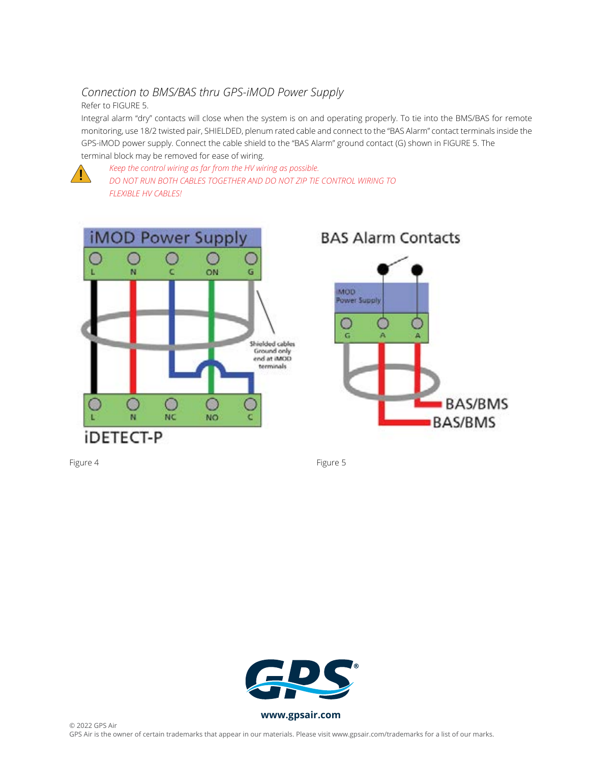## *Connection to BMS/BAS thru GPS-iMOD Power Supply*

Refer to FIGURE 5.

Integral alarm "dry" contacts will close when the system is on and operating properly. To tie into the BMS/BAS for remote monitoring, use 18/2 twisted pair, SHIELDED, plenum rated cable and connect to the "BAS Alarm" contact terminals inside the GPS-iMOD power supply. Connect the cable shield to the "BAS Alarm" ground contact (G) shown in FIGURE 5. The terminal block may be removed for ease of wiring.

*Keep the control wiring as far from the HV wiring as possible.*
*DO NOT RUN BOTH CABLES TOGETHER AND DO NOT ZIP TIE CONTROL WIRING TO FLEXIBLE HV CABLES!*

Figure 4

Figure 5

www.gpsair.com

© 2022 GPS Air
GPS Air is the owner of certain trademarks that appear in our materials. Please visit www.gpsair.com/trademarks for a list of our marks.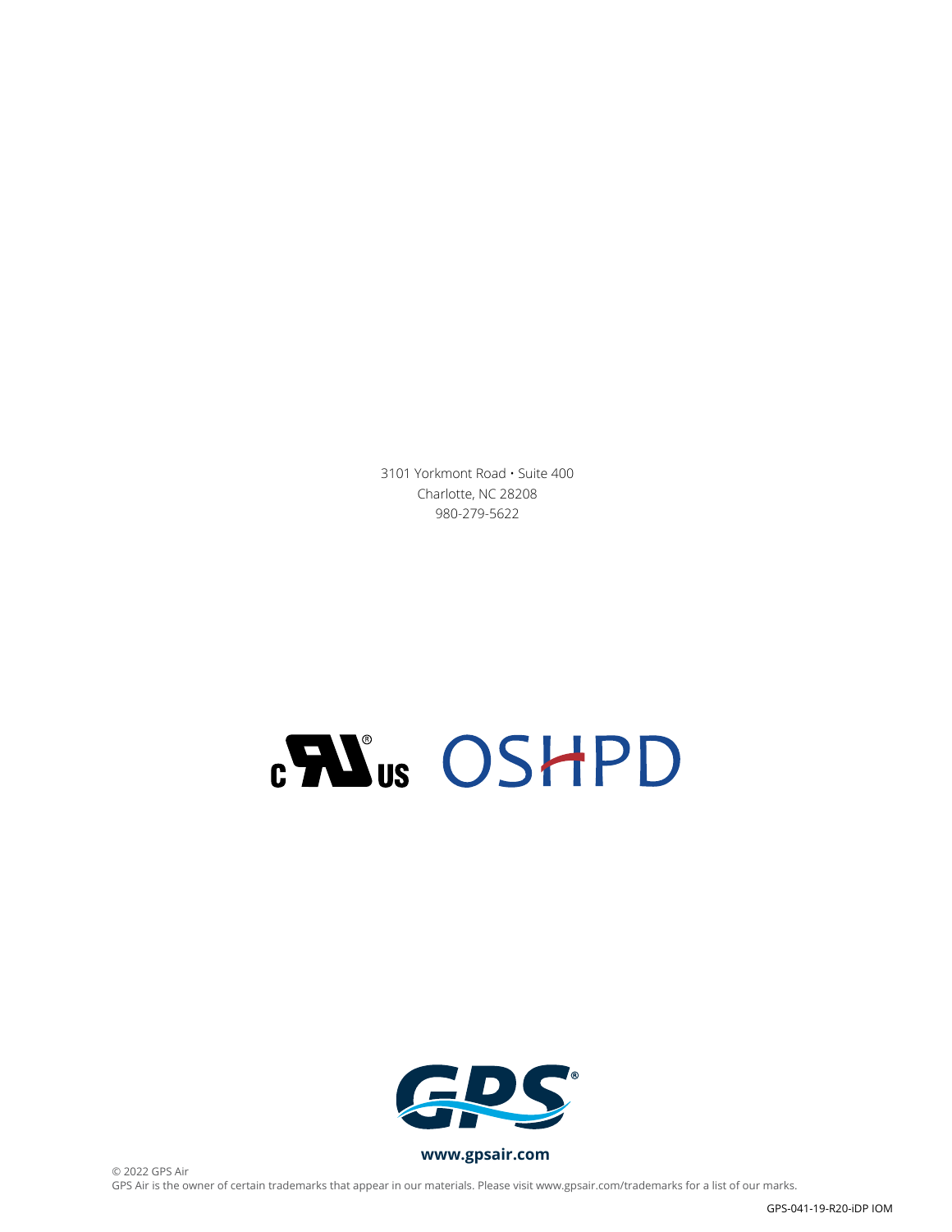3101 Yorkmont Road • Suite 400
Charlotte, NC 28208
980-279-5622

c UL US OSHPD

GPS

**www.gpsair.com**

© 2022 GPS Air
GPS Air is the owner of certain trademarks that appear in our materials. Please visit www.gpsair.com/trademarks for a list of our marks.

GPS-041-19-R20-iDP IOM